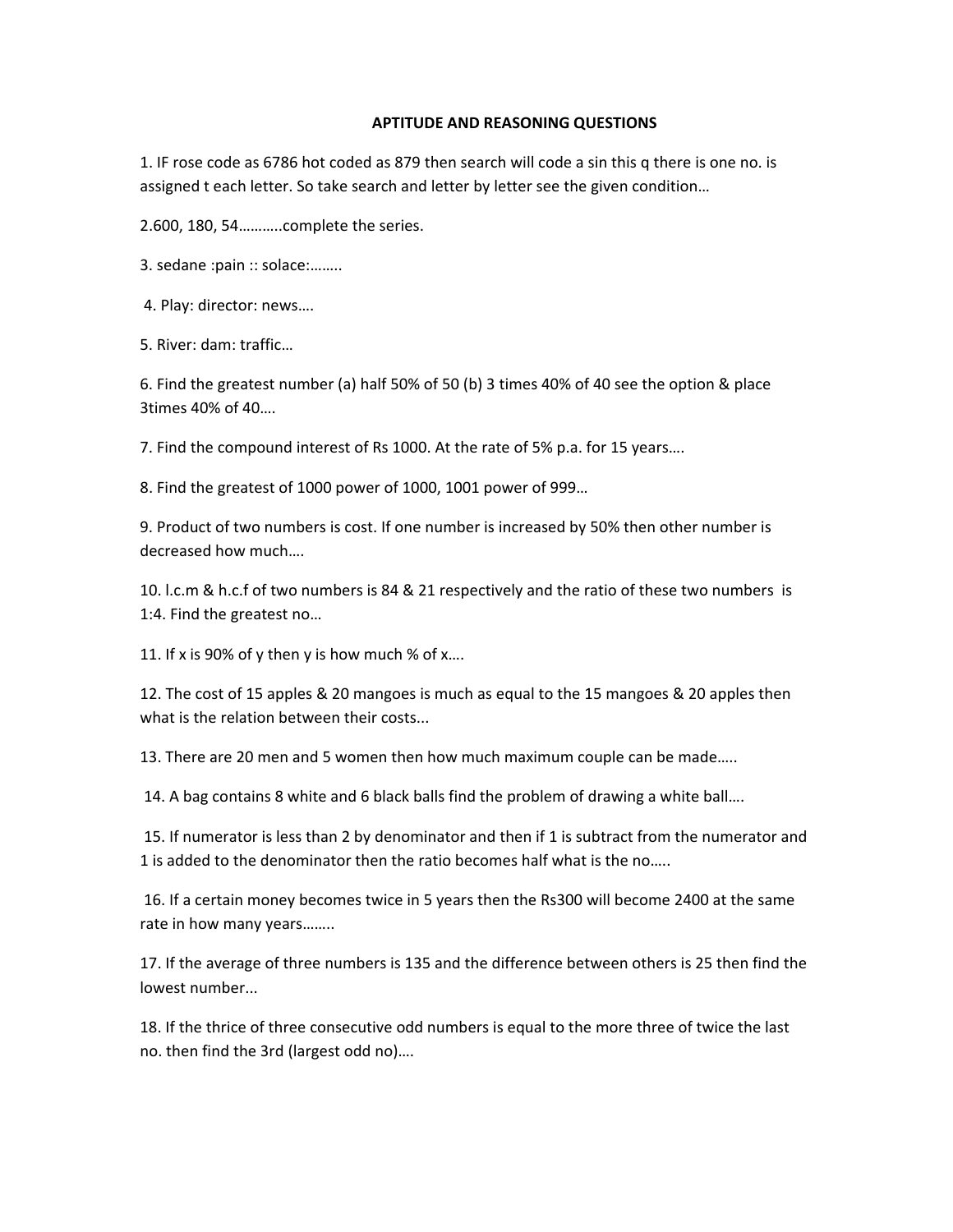# APTITUDE AND REASONING QUESTIONS

1. IF rose code as 6786 hot coded as 879 then search will code a sin this q there is one no. is assigned t each letter. So take search and letter by letter see the given condition…

2.600, 180, 54………..complete the series.

3. sedane :pain :: solace:……..

4. Play: director: news….

5. River: dam: traffic…

6. Find the greatest number (a) half 50% of 50 (b) 3 times 40% of 40 see the option & place 3times 40% of 40….

7. Find the compound interest of Rs 1000. At the rate of 5% p.a. for 15 years….

8. Find the greatest of 1000 power of 1000, 1001 power of 999…

9. Product of two numbers is cost. If one number is increased by 50% then other number is decreased how much….

10. l.c.m & h.c.f of two numbers is 84 & 21 respectively and the ratio of these two numbers is 1:4. Find the greatest no…

11. If x is 90% of y then y is how much % of x….

12. The cost of 15 apples & 20 mangoes is much as equal to the 15 mangoes & 20 apples then what is the relation between their costs...

13. There are 20 men and 5 women then how much maximum couple can be made…..

14. A bag contains 8 white and 6 black balls find the problem of drawing a white ball….

15. If numerator is less than 2 by denominator and then if 1 is subtract from the numerator and 1 is added to the denominator then the ratio becomes half what is the no…..

16. If a certain money becomes twice in 5 years then the Rs300 will become 2400 at the same rate in how many years……..

17. If the average of three numbers is 135 and the difference between others is 25 then find the lowest number...

18. If the thrice of three consecutive odd numbers is equal to the more three of twice the last no. then find the 3rd (largest odd no)….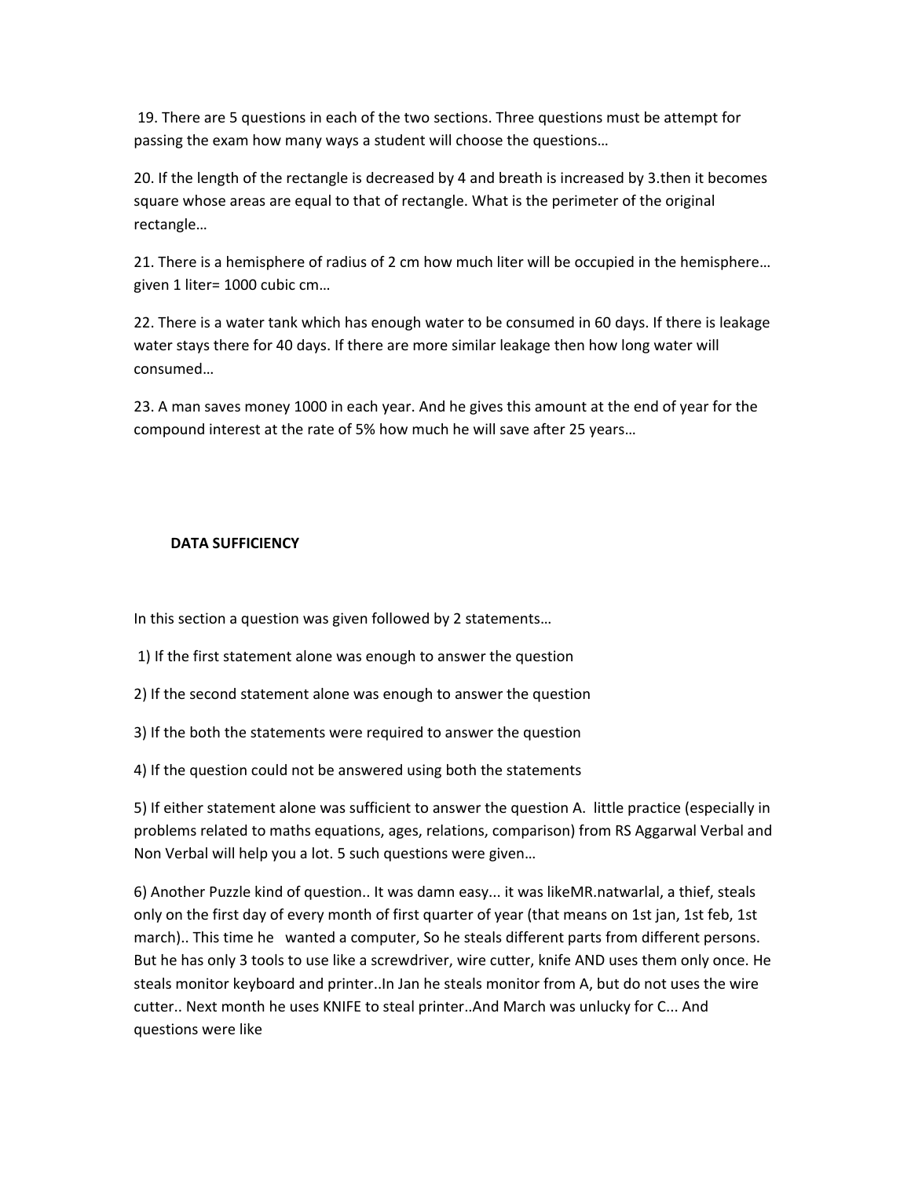19. There are 5 questions in each of the two sections. Three questions must be attempt for passing the exam how many ways a student will choose the questions…

20. If the length of the rectangle is decreased by 4 and breath is increased by 3.then it becomes square whose areas are equal to that of rectangle. What is the perimeter of the original rectangle…

21. There is a hemisphere of radius of 2 cm how much liter will be occupied in the hemisphere… given 1 liter= 1000 cubic cm…

22. There is a water tank which has enough water to be consumed in 60 days. If there is leakage water stays there for 40 days. If there are more similar leakage then how long water will consumed…

23. A man saves money 1000 in each year. And he gives this amount at the end of year for the compound interest at the rate of 5% how much he will save after 25 years…

**DATA SUFFICIENCY**

In this section a question was given followed by 2 statements…

1) If the first statement alone was enough to answer the question

2) If the second statement alone was enough to answer the question

3) If the both the statements were required to answer the question

4) If the question could not be answered using both the statements

5) If either statement alone was sufficient to answer the question A. little practice (especially in problems related to maths equations, ages, relations, comparison) from RS Aggarwal Verbal and Non Verbal will help you a lot. 5 such questions were given…

6) Another Puzzle kind of question.. It was damn easy... it was likeMR.natwarlal, a thief, steals only on the first day of every month of first quarter of year (that means on 1st jan, 1st feb, 1st march).. This time he wanted a computer, So he steals different parts from different persons. But he has only 3 tools to use like a screwdriver, wire cutter, knife AND uses them only once. He steals monitor keyboard and printer..In Jan he steals monitor from A, but do not uses the wire cutter.. Next month he uses KNIFE to steal printer..And March was unlucky for C... And questions were like